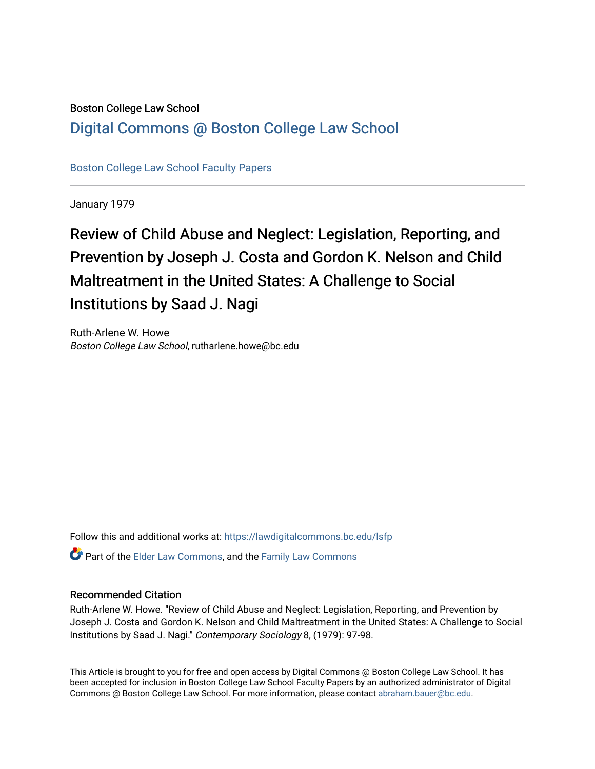Boston College Law School

# Digital Commons @ Boston College Law School

Boston College Law School Faculty Papers

January 1979

## Review of Child Abuse and Neglect: Legislation, Reporting, and Prevention by Joseph J. Costa and Gordon K. Nelson and Child Maltreatment in the United States: A Challenge to Social Institutions by Saad J. Nagi

Ruth-Arlene W. Howe
*Boston College Law School*, rutharlene.howe@bc.edu

Follow this and additional works at: https://lawdigitalcommons.bc.edu/lsfp

Part of the Elder Law Commons, and the Family Law Commons

### Recommended Citation

Ruth-Arlene W. Howe. "Review of Child Abuse and Neglect: Legislation, Reporting, and Prevention by Joseph J. Costa and Gordon K. Nelson and Child Maltreatment in the United States: A Challenge to Social Institutions by Saad J. Nagi." *Contemporary Sociology* 8, (1979): 97-98.

This Article is brought to you for free and open access by Digital Commons @ Boston College Law School. It has been accepted for inclusion in Boston College Law School Faculty Papers by an authorized administrator of Digital Commons @ Boston College Law School. For more information, please contact abraham.bauer@bc.edu.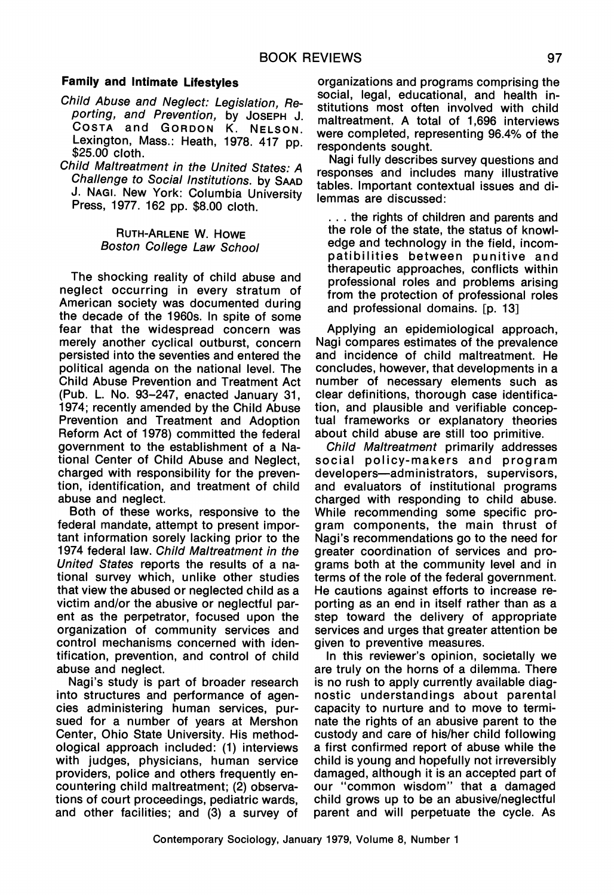### Family and Intimate Lifestyles

*Child Abuse and Neglect: Legislation, Reporting, and Prevention*, by JOSEPH J. COSTA and GORDON K. NELSON. Lexington, Mass.: Heath, 1978. 417 pp. $25.00 cloth.

*Child Maltreatment in the United States: A Challenge to Social Institutions*. by SAAD J. NAGI. New York: Columbia University Press, 1977. 162 pp. $8.00 cloth.

RUTH-ARLENE W. HOWE
*Boston College Law School*

The shocking reality of child abuse and neglect occurring in every stratum of American society was documented during the decade of the 1960s. In spite of some fear that the widespread concern was merely another cyclical outburst, concern persisted into the seventies and entered the political agenda on the national level. The Child Abuse Prevention and Treatment Act (Pub. L. No. 93–247, enacted January 31, 1974; recently amended by the Child Abuse Prevention and Treatment and Adoption Reform Act of 1978) committed the federal government to the establishment of a National Center of Child Abuse and Neglect, charged with responsibility for the prevention, identification, and treatment of child abuse and neglect.

Both of these works, responsive to the federal mandate, attempt to present important information sorely lacking prior to the 1974 federal law. *Child Maltreatment in the United States* reports the results of a national survey which, unlike other studies that view the abused or neglected child as a victim and/or the abusive or neglectful parent as the perpetrator, focused upon the organization of community services and control mechanisms concerned with identification, prevention, and control of child abuse and neglect.

Nagi's study is part of broader research into structures and performance of agencies administering human services, pursued for a number of years at Mershon Center, Ohio State University. His methodological approach included: (1) interviews with judges, physicians, human service providers, police and others frequently encountering child maltreatment; (2) observations of court proceedings, pediatric wards, and other facilities; and (3) a survey of organizations and programs comprising the social, legal, educational, and health institutions most often involved with child maltreatment. A total of 1,696 interviews were completed, representing 96.4% of the respondents sought.

Nagi fully describes survey questions and responses and includes many illustrative tables. Important contextual issues and dilemmas are discussed:

> . . . the rights of children and parents and the role of the state, the status of knowledge and technology in the field, incompatibilities between punitive and therapeutic approaches, conflicts within professional roles and problems arising from the protection of professional roles and professional domains. [p. 13]

Applying an epidemiological approach, Nagi compares estimates of the prevalence and incidence of child maltreatment. He concludes, however, that developments in a number of necessary elements such as clear definitions, thorough case identification, and plausible and verifiable conceptual frameworks or explanatory theories about child abuse are still too primitive.

*Child Maltreatment* primarily addresses social policy-makers and program developers—administrators, supervisors, and evaluators of institutional programs charged with responding to child abuse. While recommending some specific program components, the main thrust of Nagi's recommendations go to the need for greater coordination of services and programs both at the community level and in terms of the role of the federal government. He cautions against efforts to increase reporting as an end in itself rather than as a step toward the delivery of appropriate services and urges that greater attention be given to preventive measures.

In this reviewer's opinion, societally we are truly on the horns of a dilemma. There is no rush to apply currently available diagnostic understandings about parental capacity to nurture and to move to terminate the rights of an abusive parent to the custody and care of his/her child following a first confirmed report of abuse while the child is young and hopefully not irreversibly damaged, although it is an accepted part of our "common wisdom" that a damaged child grows up to be an abusive/neglectful parent and will perpetuate the cycle. As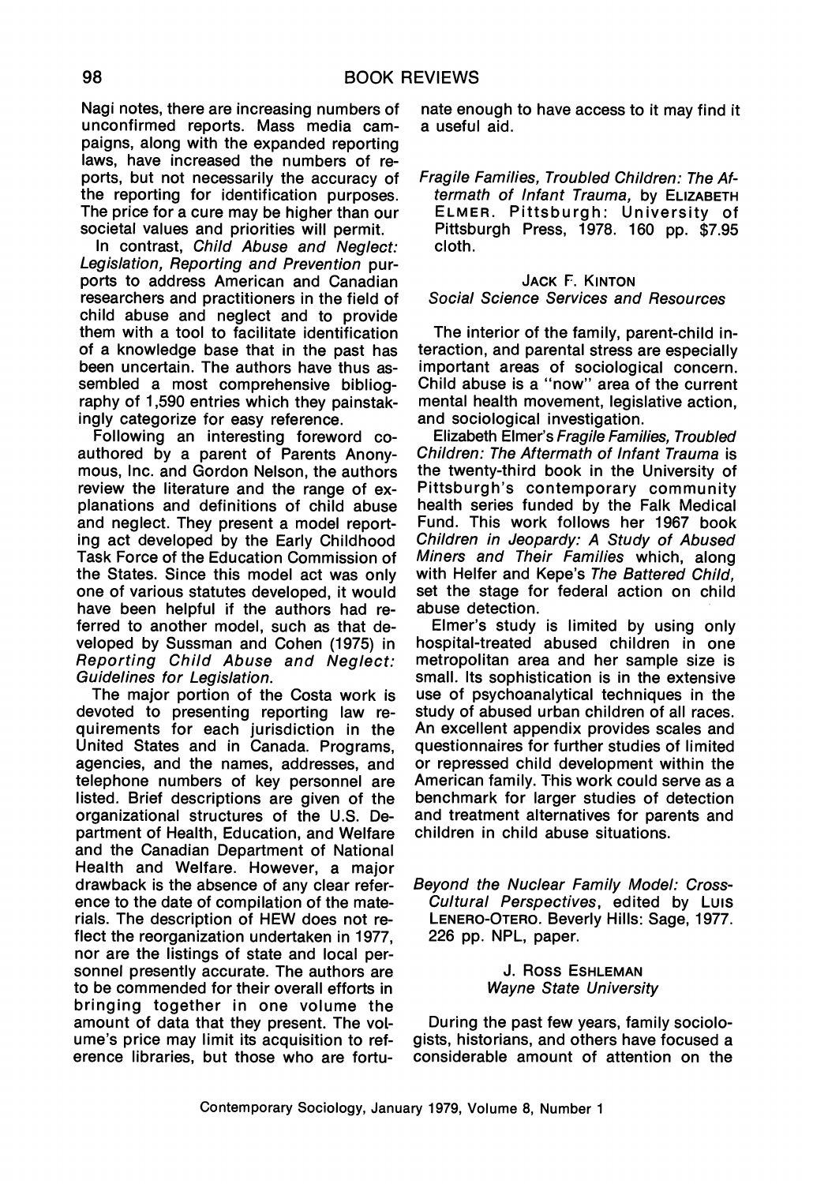Nagi notes, there are increasing numbers of unconfirmed reports. Mass media campaigns, along with the expanded reporting laws, have increased the numbers of reports, but not necessarily the accuracy of the reporting for identification purposes. The price for a cure may be higher than our societal values and priorities will permit.

In contrast, *Child Abuse and Neglect: Legislation, Reporting and Prevention* purports to address American and Canadian researchers and practitioners in the field of child abuse and neglect and to provide them with a tool to facilitate identification of a knowledge base that in the past has been uncertain. The authors have thus assembled a most comprehensive bibliography of 1,590 entries which they painstakingly categorize for easy reference.

Following an interesting foreword coauthored by a parent of Parents Anonymous, Inc. and Gordon Nelson, the authors review the literature and the range of explanations and definitions of child abuse and neglect. They present a model reporting act developed by the Early Childhood Task Force of the Education Commission of the States. Since this model act was only one of various statutes developed, it would have been helpful if the authors had referred to another model, such as that developed by Sussman and Cohen (1975) in *Reporting Child Abuse and Neglect: Guidelines for Legislation*.

The major portion of the Costa work is devoted to presenting reporting law requirements for each jurisdiction in the United States and in Canada. Programs, agencies, and the names, addresses, and telephone numbers of key personnel are listed. Brief descriptions are given of the organizational structures of the U.S. Department of Health, Education, and Welfare and the Canadian Department of National Health and Welfare. However, a major drawback is the absence of any clear reference to the date of compilation of the materials. The description of HEW does not reflect the reorganization undertaken in 1977, nor are the listings of state and local personnel presently accurate. The authors are to be commended for their overall efforts in bringing together in one volume the amount of data that they present. The volume's price may limit its acquisition to reference libraries, but those who are fortunate enough to have access to it may find it a useful aid.

*Fragile Families, Troubled Children: The Aftermath of Infant Trauma*, by ELIZABETH ELMER. Pittsburgh: University of Pittsburgh Press, 1978. 160 pp. $7.95 cloth.

JACK F. KINTON
*Social Science Services and Resources*

The interior of the family, parent-child interaction, and parental stress are especially important areas of sociological concern. Child abuse is a "now" area of the current mental health movement, legislative action, and sociological investigation.

Elizabeth Elmer's *Fragile Families, Troubled Children: The Aftermath of Infant Trauma* is the twenty-third book in the University of Pittsburgh's contemporary community health series funded by the Falk Medical Fund. This work follows her 1967 book *Children in Jeopardy: A Study of Abused Miners and Their Families* which, along with Helfer and Kepe's *The Battered Child*, set the stage for federal action on child abuse detection.

Elmer's study is limited by using only hospital-treated abused children in one metropolitan area and her sample size is small. Its sophistication is in the extensive use of psychoanalytical techniques in the study of abused urban children of all races. An excellent appendix provides scales and questionnaires for further studies of limited or repressed child development within the American family. This work could serve as a benchmark for larger studies of detection and treatment alternatives for parents and children in child abuse situations.

*Beyond the Nuclear Family Model: Cross-Cultural Perspectives*, edited by LUIS LENERO-OTERO. Beverly Hills: Sage, 1977. 226 pp. NPL, paper.

J. ROSS ESHLEMAN
*Wayne State University*

During the past few years, family sociologists, historians, and others have focused a considerable amount of attention on the